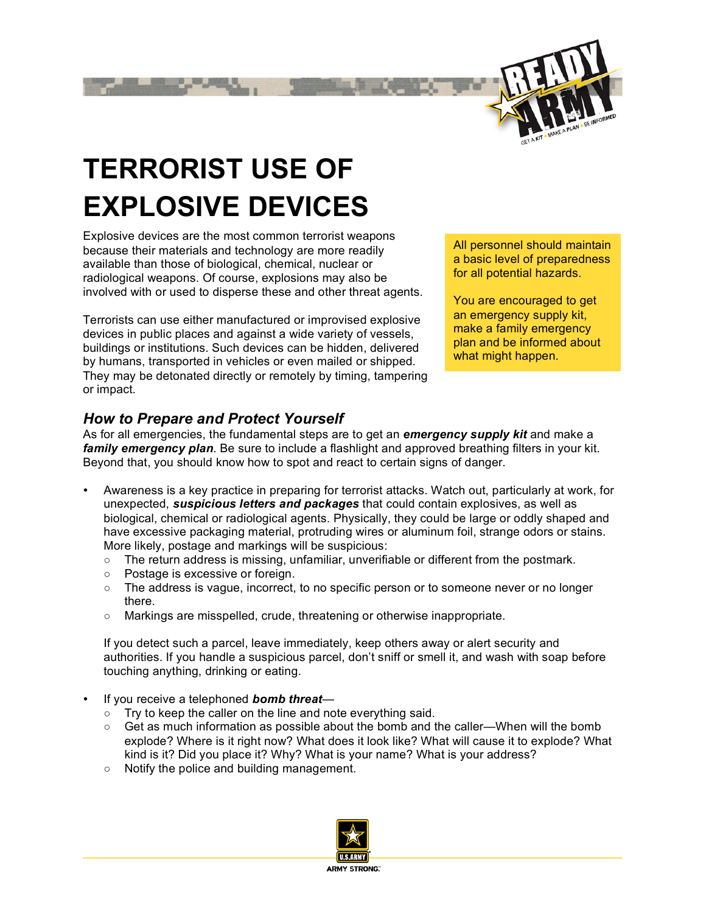# TERRORIST USE OF EXPLOSIVE DEVICES

Explosive devices are the most common terrorist weapons because their materials and technology are more readily available than those of biological, chemical, nuclear or radiological weapons. Of course, explosions may also be involved with or used to disperse these and other threat agents.

Terrorists can use either manufactured or improvised explosive devices in public places and against a wide variety of vessels, buildings or institutions. Such devices can be hidden, delivered by humans, transported in vehicles or even mailed or shipped. They may be detonated directly or remotely by timing, tampering or impact.

All personnel should maintain a basic level of preparedness for all potential hazards.

You are encouraged to get an emergency supply kit, make a family emergency plan and be informed about what might happen.

### *How to Prepare and Protect Yourself*

As for all emergencies, the fundamental steps are to get an ***emergency supply kit*** and make a ***family emergency plan***. Be sure to include a flashlight and approved breathing filters in your kit. Beyond that, you should know how to spot and react to certain signs of danger.

- Awareness is a key practice in preparing for terrorist attacks. Watch out, particularly at work, for unexpected, ***suspicious letters and packages*** that could contain explosives, as well as biological, chemical or radiological agents. Physically, they could be large or oddly shaped and have excessive packaging material, protruding wires or aluminum foil, strange odors or stains. More likely, postage and markings will be suspicious:
  - The return address is missing, unfamiliar, unverifiable or different from the postmark.
  - Postage is excessive or foreign.
  - The address is vague, incorrect, to no specific person or to someone never or no longer there.
  - Markings are misspelled, crude, threatening or otherwise inappropriate.

  If you detect such a parcel, leave immediately, keep others away or alert security and authorities. If you handle a suspicious parcel, don't sniff or smell it, and wash with soap before touching anything, drinking or eating.

- If you receive a telephoned ***bomb threat***—
  - Try to keep the caller on the line and note everything said.
  - Get as much information as possible about the bomb and the caller—When will the bomb explode? Where is it right now? What does it look like? What will cause it to explode? What kind is it? Did you place it? Why? What is your name? What is your address?
  - Notify the police and building management.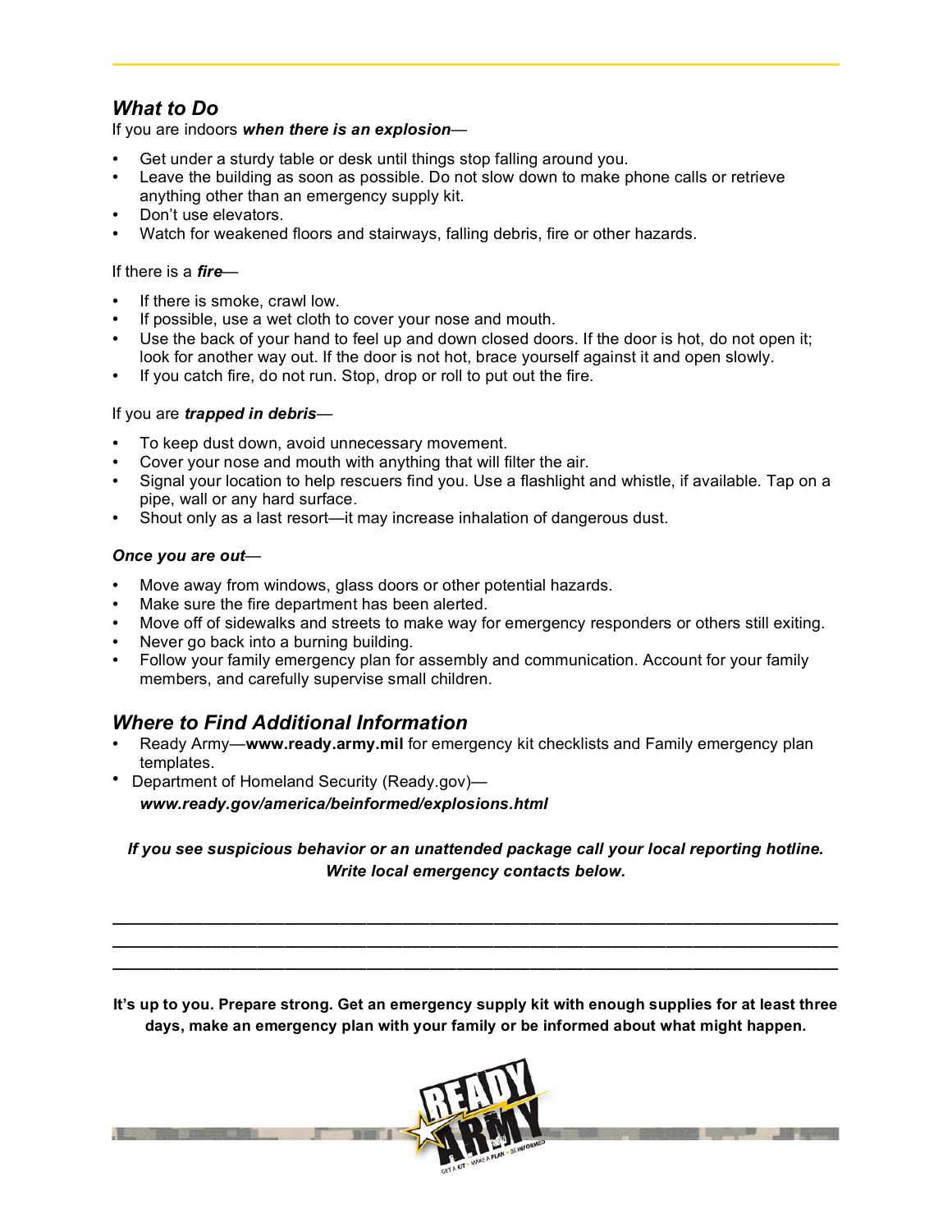## *What to Do*

If you are indoors ***when there is an explosion***—

- Get under a sturdy table or desk until things stop falling around you.
- Leave the building as soon as possible. Do not slow down to make phone calls or retrieve anything other than an emergency supply kit.
- Don't use elevators.
- Watch for weakened floors and stairways, falling debris, fire or other hazards.

If there is a ***fire***—

- If there is smoke, crawl low.
- If possible, use a wet cloth to cover your nose and mouth.
- Use the back of your hand to feel up and down closed doors. If the door is hot, do not open it; look for another way out. If the door is not hot, brace yourself against it and open slowly.
- If you catch fire, do not run. Stop, drop or roll to put out the fire.

If you are ***trapped in debris***—

- To keep dust down, avoid unnecessary movement.
- Cover your nose and mouth with anything that will filter the air.
- Signal your location to help rescuers find you. Use a flashlight and whistle, if available. Tap on a pipe, wall or any hard surface.
- Shout only as a last resort—it may increase inhalation of dangerous dust.

***Once you are out***—

- Move away from windows, glass doors or other potential hazards.
- Make sure the fire department has been alerted.
- Move off of sidewalks and streets to make way for emergency responders or others still exiting.
- Never go back into a burning building.
- Follow your family emergency plan for assembly and communication. Account for your family members, and carefully supervise small children.

## *Where to Find Additional Information*

- Ready Army—**www.ready.army.mil** for emergency kit checklists and Family emergency plan templates.
- Department of Homeland Security (Ready.gov)—
  ***www.ready.gov/america/beinformed/explosions.html***

***If you see suspicious behavior or an unattended package call your local reporting hotline. Write local emergency contacts below.***

______________________________________________________________________________

______________________________________________________________________________

______________________________________________________________________________

**It's up to you. Prepare strong. Get an emergency supply kit with enough supplies for at least three days, make an emergency plan with your family or be informed about what might happen.**